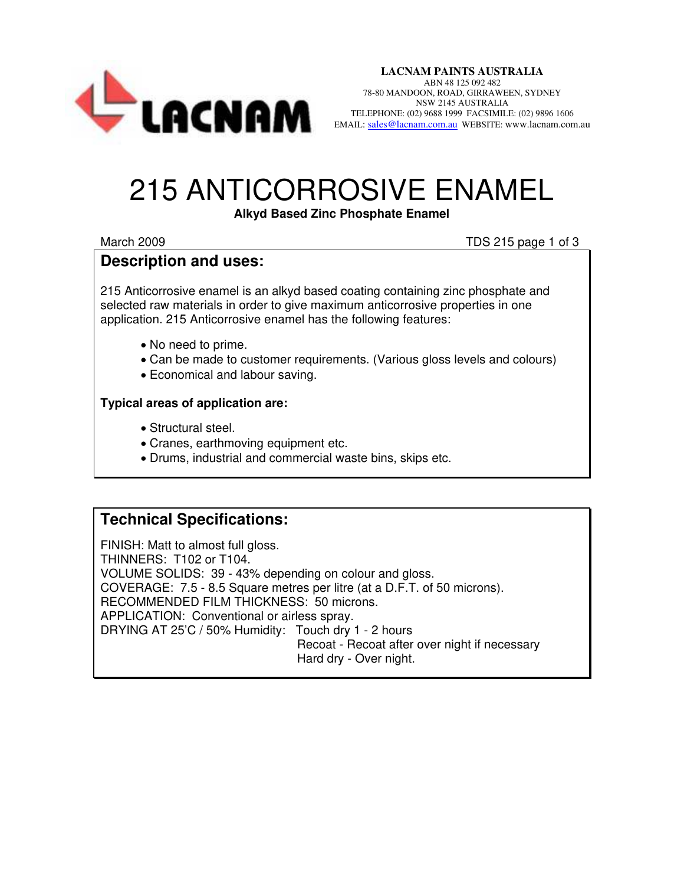**LACNAM PAINTS AUSTRALIA**
ABN 48 125 092 482
78-80 MANDOON, ROAD, GIRRAWEEN, SYDNEY
NSW 2145 AUSTRALIA
TELEPHONE: (02) 9688 1999 FACSIMILE: (02) 9896 1606
EMAIL: sales@lacnam.com.au WEBSITE: www.lacnam.com.au

# 215 ANTICORROSIVE ENAMEL

**Alkyd Based Zinc Phosphate Enamel**

March 2009

## Description and uses:

215 Anticorrosive enamel is an alkyd based coating containing zinc phosphate and selected raw materials in order to give maximum anticorrosive properties in one application. 215 Anticorrosive enamel has the following features:

- No need to prime.
- Can be made to customer requirements. (Various gloss levels and colours)
- Economical and labour saving.

**Typical areas of application are:**

- Structural steel.
- Cranes, earthmoving equipment etc.
- Drums, industrial and commercial waste bins, skips etc.

## Technical Specifications:

FINISH: Matt to almost full gloss.
THINNERS: T102 or T104.
VOLUME SOLIDS: 39 - 43% depending on colour and gloss.
COVERAGE: 7.5 - 8.5 Square metres per litre (at a D.F.T. of 50 microns).
RECOMMENDED FILM THICKNESS: 50 microns.
APPLICATION: Conventional or airless spray.
DRYING AT 25'C / 50% Humidity: Touch dry 1 - 2 hours
Recoat - Recoat after over night if necessary
Hard dry - Over night.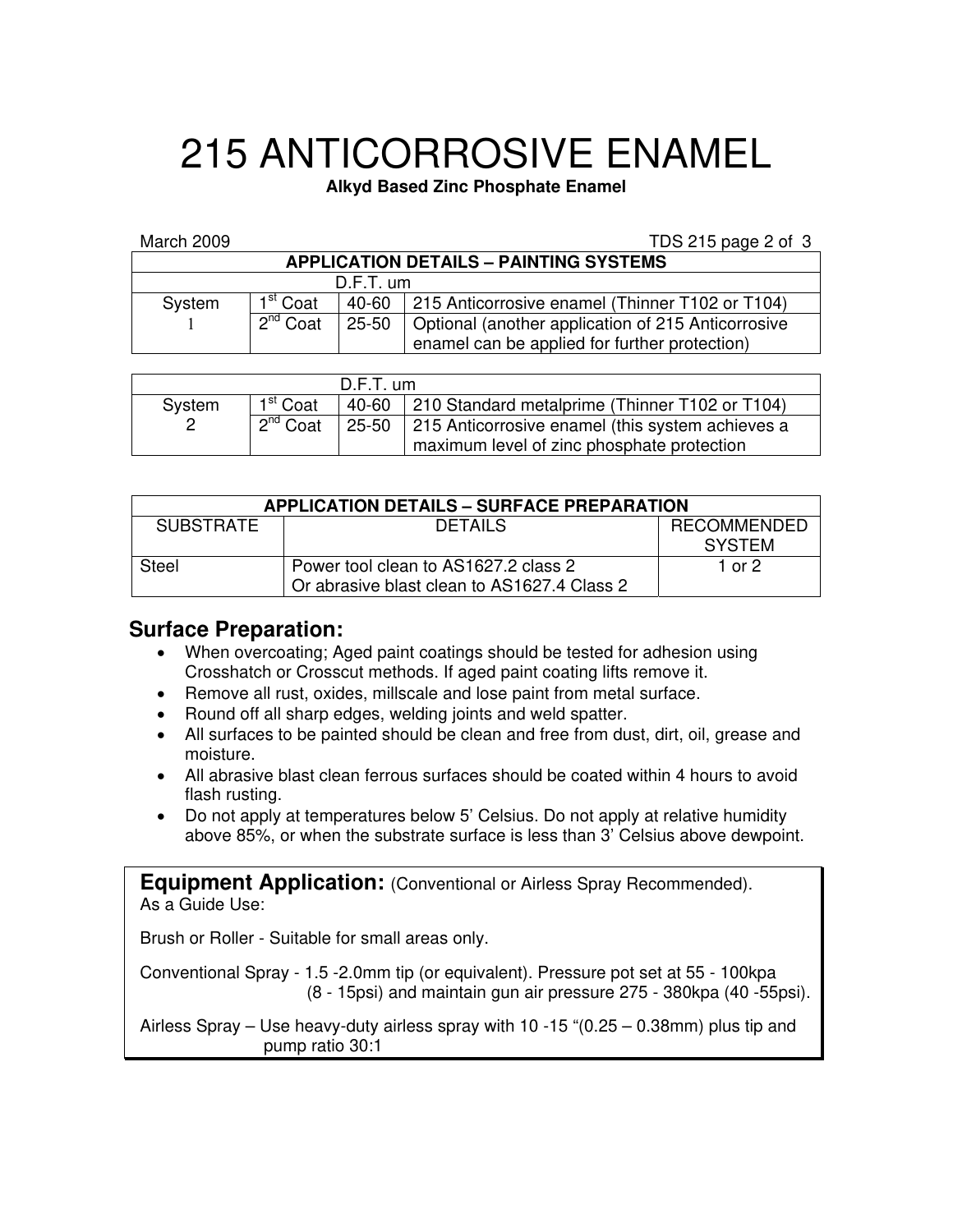# 215 ANTICORROSIVE ENAMEL

**Alkyd Based Zinc Phosphate Enamel**

March 2009

| APPLICATION DETAILS – PAINTING SYSTEMS | | | |
|---|---|---|---|
| D.F.T. um | | | |
| System 1 | 1st Coat | 40-60 | 215 Anticorrosive enamel (Thinner T102 or T104) |
| | 2nd Coat | 25-50 | Optional (another application of 215 Anticorrosive enamel can be applied for further protection) |

| D.F.T. um | | | |
|---|---|---|---|
| System 2 | 1st Coat | 40-60 | 210 Standard metalprime (Thinner T102 or T104) |
| | 2nd Coat | 25-50 | 215 Anticorrosive enamel (this system achieves a maximum level of zinc phosphate protection |

| APPLICATION DETAILS – SURFACE PREPARATION | | |
|---|---|---|
| SUBSTRATE | DETAILS | RECOMMENDED SYSTEM |
| Steel | Power tool clean to AS1627.2 class 2<br>Or abrasive blast clean to AS1627.4 Class 2 | 1 or 2 |

## Surface Preparation:

- When overcoating; Aged paint coatings should be tested for adhesion using Crosshatch or Crosscut methods. If aged paint coating lifts remove it.
- Remove all rust, oxides, millscale and lose paint from metal surface.
- Round off all sharp edges, welding joints and weld spatter.
- All surfaces to be painted should be clean and free from dust, dirt, oil, grease and moisture.
- All abrasive blast clean ferrous surfaces should be coated within 4 hours to avoid flash rusting.
- Do not apply at temperatures below 5' Celsius. Do not apply at relative humidity above 85%, or when the substrate surface is less than 3' Celsius above dewpoint.

## Equipment Application: (Conventional or Airless Spray Recommended).

As a Guide Use:

Brush or Roller - Suitable for small areas only.

Conventional Spray - 1.5 -2.0mm tip (or equivalent). Pressure pot set at 55 - 100kpa (8 - 15psi) and maintain gun air pressure 275 - 380kpa (40 -55psi).

Airless Spray – Use heavy-duty airless spray with 10 -15 "(0.25 – 0.38mm) plus tip and pump ratio 30:1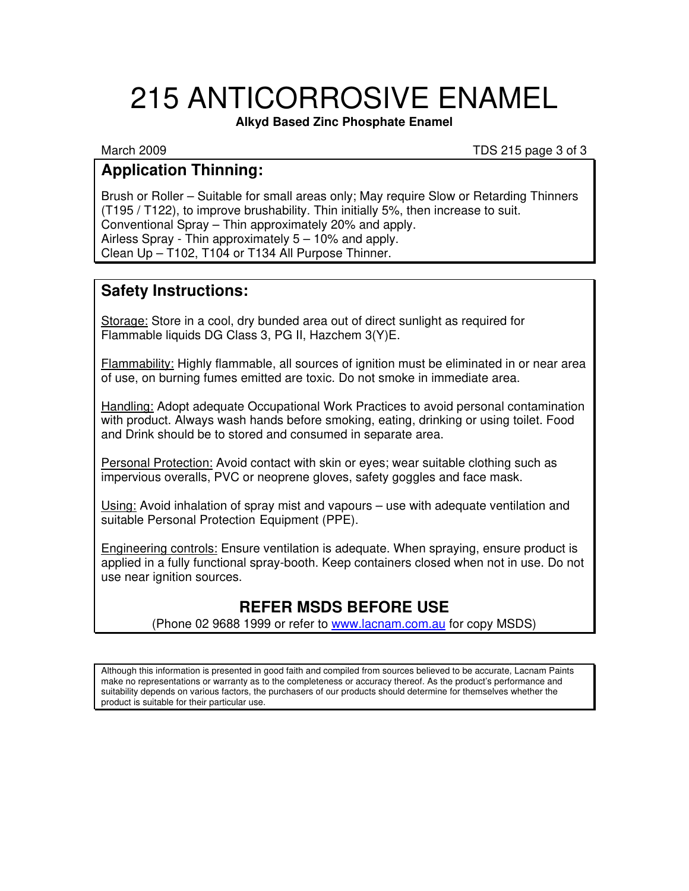# 215 ANTICORROSIVE ENAMEL

**Alkyd Based Zinc Phosphate Enamel**

March 2009

## Application Thinning:

Brush or Roller – Suitable for small areas only; May require Slow or Retarding Thinners (T195 / T122), to improve brushability. Thin initially 5%, then increase to suit.
Conventional Spray – Thin approximately 20% and apply.
Airless Spray - Thin approximately 5 – 10% and apply.
Clean Up – T102, T104 or T134 All Purpose Thinner.

## Safety Instructions:

Storage: Store in a cool, dry bunded area out of direct sunlight as required for Flammable liquids DG Class 3, PG II, Hazchem 3(Y)E.

Flammability: Highly flammable, all sources of ignition must be eliminated in or near area of use, on burning fumes emitted are toxic. Do not smoke in immediate area.

Handling: Adopt adequate Occupational Work Practices to avoid personal contamination with product. Always wash hands before smoking, eating, drinking or using toilet. Food and Drink should be to stored and consumed in separate area.

Personal Protection: Avoid contact with skin or eyes; wear suitable clothing such as impervious overalls, PVC or neoprene gloves, safety goggles and face mask.

Using: Avoid inhalation of spray mist and vapours – use with adequate ventilation and suitable Personal Protection Equipment (PPE).

Engineering controls: Ensure ventilation is adequate. When spraying, ensure product is applied in a fully functional spray-booth. Keep containers closed when not in use. Do not use near ignition sources.

### REFER MSDS BEFORE USE

(Phone 02 9688 1999 or refer to www.lacnam.com.au for copy MSDS)

Although this information is presented in good faith and compiled from sources believed to be accurate, Lacnam Paints make no representations or warranty as to the completeness or accuracy thereof. As the product's performance and suitability depends on various factors, the purchasers of our products should determine for themselves whether the product is suitable for their particular use.